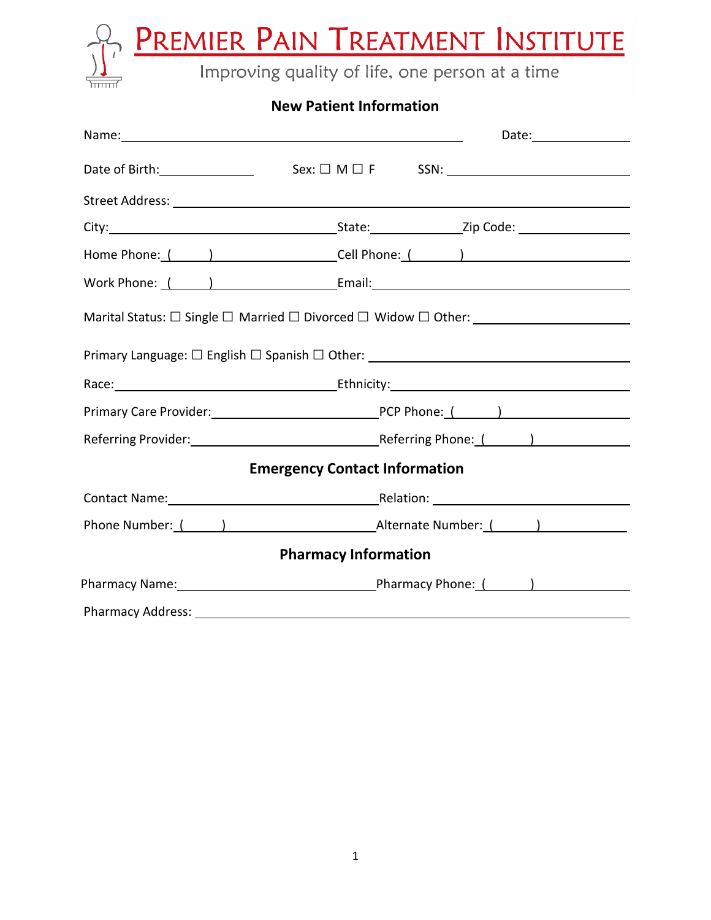# PREMIER PAIN TREATMENT INSTITUTE

Improving quality of life, one person at a time

## New Patient Information

Name: ______________________________ Date: ____________

Date of Birth: ____________ Sex: ☐ M ☐ F SSN: ____________________

Street Address: ______________________________________________

City: ______________________ State: ____________ Zip Code: ____________

Home Phone: ( ) ____________ Cell Phone: ( ) ____________

Work Phone: ( ) ____________ Email: ______________________

Marital Status: ☐ Single ☐ Married ☐ Divorced ☐ Widow ☐ Other: ____________

Primary Language: ☐ English ☐ Spanish ☐ Other: ______________________

Race: ______________________ Ethnicity: ______________________

Primary Care Provider: ______________________ PCP Phone: ( ) ____________

Referring Provider: ______________________ Referring Phone: ( ) ____________

## Emergency Contact Information

Contact Name: ______________________ Relation: ______________________

Phone Number: ( ) ____________ Alternate Number: ( ) ____________

## Pharmacy Information

Pharmacy Name: ______________________ Pharmacy Phone: ( ) ____________

Pharmacy Address: ______________________________________________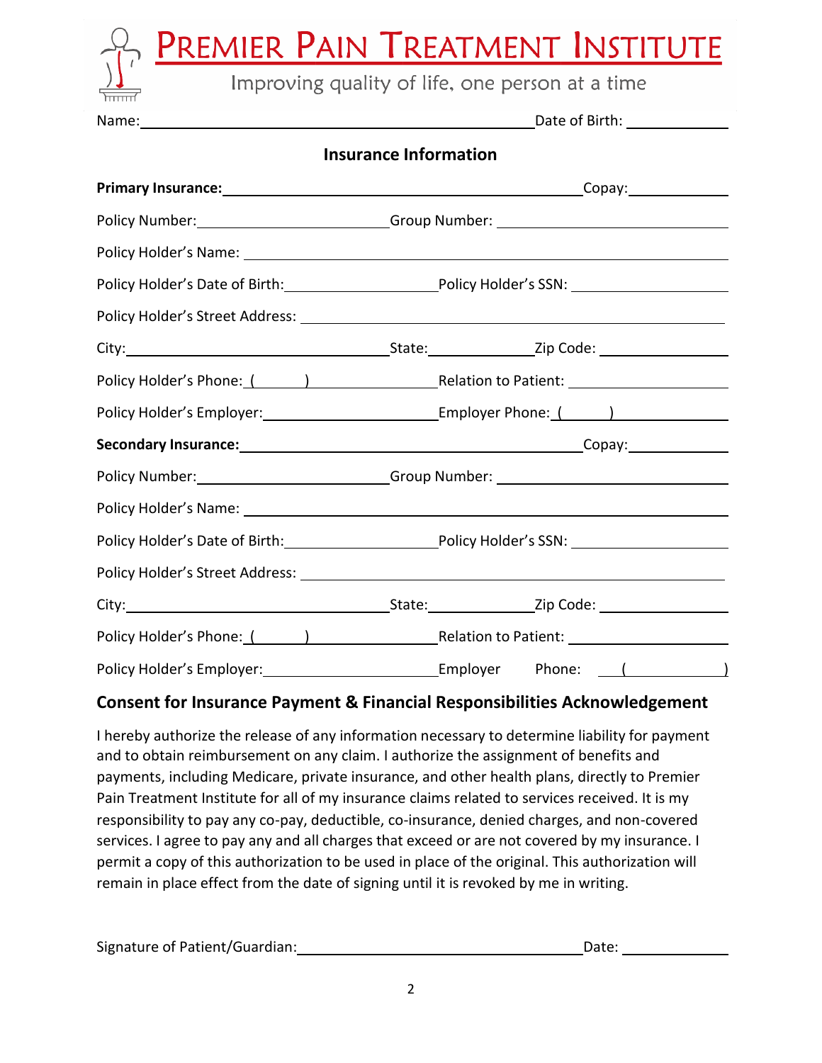# PREMIER PAIN TREATMENT INSTITUTE

Improving quality of life, one person at a time

Name: ______________________________ Date of Birth: __________

## Insurance Information

**Primary Insurance:** ______________________________ Copay: __________

Policy Number: ____________________ Group Number: ____________________

Policy Holder's Name: ______________________________

Policy Holder's Date of Birth: ____________ Policy Holder's SSN: ____________

Policy Holder's Street Address: ______________________________

City: ____________________ State: __________ Zip Code: __________

Policy Holder's Phone: (      ) __________ Relation to Patient: ____________

Policy Holder's Employer: ____________________ Employer Phone: (      ) __________

**Secondary Insurance:** ______________________________ Copay: __________

Policy Number: ____________________ Group Number: ____________________

Policy Holder's Name: ______________________________

Policy Holder's Date of Birth: ____________ Policy Holder's SSN: ____________

Policy Holder's Street Address: ______________________________

City: ____________________ State: __________ Zip Code: __________

Policy Holder's Phone: (      ) __________ Relation to Patient: ____________

Policy Holder's Employer: ____________________ Employer Phone: (            )

## Consent for Insurance Payment & Financial Responsibilities Acknowledgement

I hereby authorize the release of any information necessary to determine liability for payment and to obtain reimbursement on any claim. I authorize the assignment of benefits and payments, including Medicare, private insurance, and other health plans, directly to Premier Pain Treatment Institute for all of my insurance claims related to services received. It is my responsibility to pay any co-pay, deductible, co-insurance, denied charges, and non-covered services. I agree to pay any and all charges that exceed or are not covered by my insurance. I permit a copy of this authorization to be used in place of the original. This authorization will remain in place effect from the date of signing until it is revoked by me in writing.

Signature of Patient/Guardian: ______________________________ Date: __________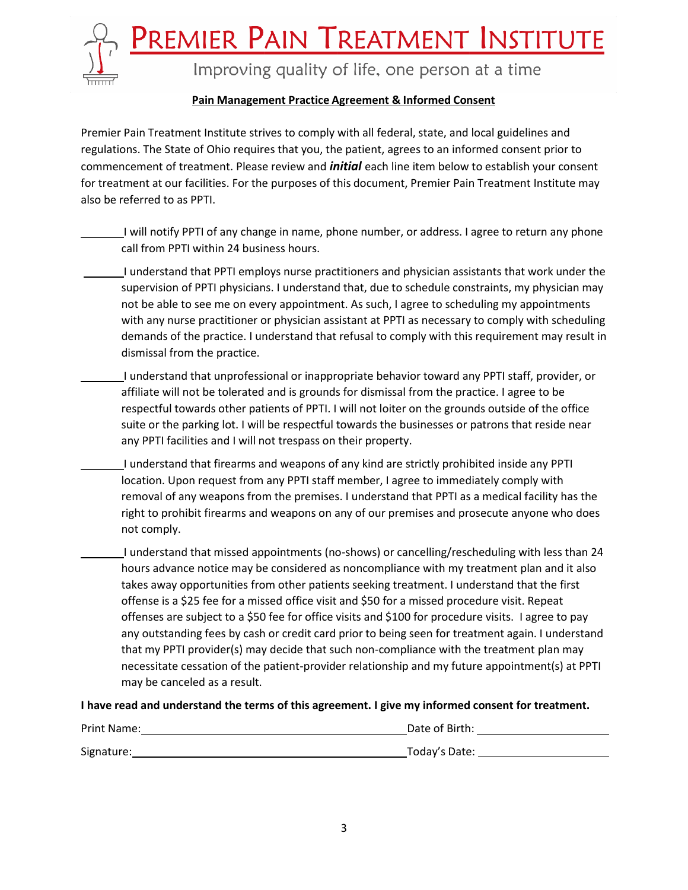# PREMIER PAIN TREATMENT INSTITUTE

Improving quality of life, one person at a time

**Pain Management Practice Agreement & Informed Consent**

Premier Pain Treatment Institute strives to comply with all federal, state, and local guidelines and regulations. The State of Ohio requires that you, the patient, agrees to an informed consent prior to commencement of treatment. Please review and ***initial*** each line item below to establish your consent for treatment at our facilities. For the purposes of this document, Premier Pain Treatment Institute may also be referred to as PPTI.

________ I will notify PPTI of any change in name, phone number, or address. I agree to return any phone call from PPTI within 24 business hours.

________ I understand that PPTI employs nurse practitioners and physician assistants that work under the supervision of PPTI physicians. I understand that, due to schedule constraints, my physician may not be able to see me on every appointment. As such, I agree to scheduling my appointments with any nurse practitioner or physician assistant at PPTI as necessary to comply with scheduling demands of the practice. I understand that refusal to comply with this requirement may result in dismissal from the practice.

________ I understand that unprofessional or inappropriate behavior toward any PPTI staff, provider, or affiliate will not be tolerated and is grounds for dismissal from the practice. I agree to be respectful towards other patients of PPTI. I will not loiter on the grounds outside of the office suite or the parking lot. I will be respectful towards the businesses or patrons that reside near any PPTI facilities and I will not trespass on their property.

________ I understand that firearms and weapons of any kind are strictly prohibited inside any PPTI location. Upon request from any PPTI staff member, I agree to immediately comply with removal of any weapons from the premises. I understand that PPTI as a medical facility has the right to prohibit firearms and weapons on any of our premises and prosecute anyone who does not comply.

________ I understand that missed appointments (no-shows) or cancelling/rescheduling with less than 24 hours advance notice may be considered as noncompliance with my treatment plan and it also takes away opportunities from other patients seeking treatment. I understand that the first offense is a $25 fee for a missed office visit and $50 for a missed procedure visit. Repeat offenses are subject to a $50 fee for office visits and $100 for procedure visits. I agree to pay any outstanding fees by cash or credit card prior to being seen for treatment again. I understand that my PPTI provider(s) may decide that such non-compliance with the treatment plan may necessitate cessation of the patient-provider relationship and my future appointment(s) at PPTI may be canceled as a result.

**I have read and understand the terms of this agreement. I give my informed consent for treatment.**

Print Name: ______________________________ Date of Birth: ____________________

Signature: ______________________________ Today's Date: ____________________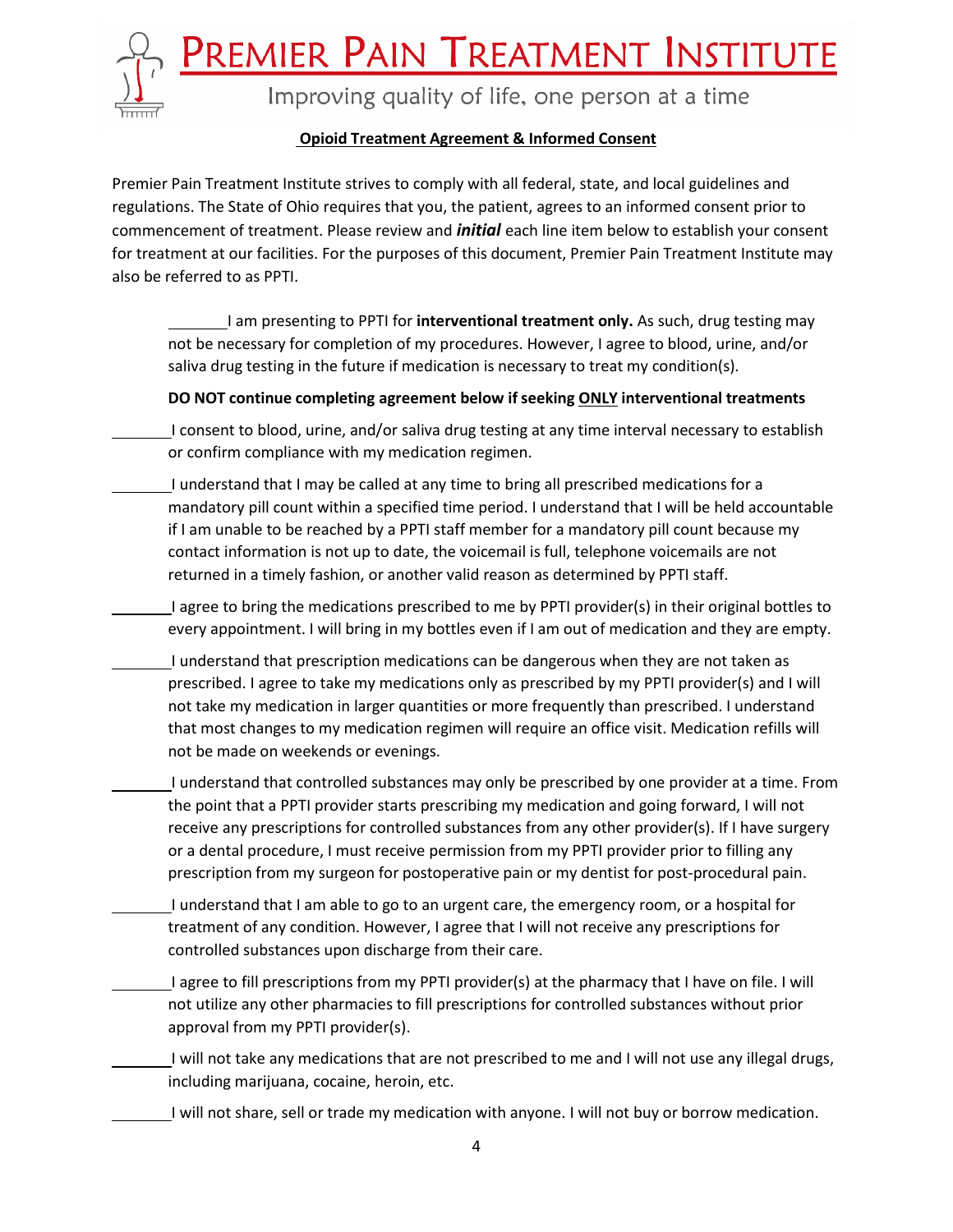# PREMIER PAIN TREATMENT INSTITUTE

Improving quality of life, one person at a time

**Opioid Treatment Agreement & Informed Consent**

Premier Pain Treatment Institute strives to comply with all federal, state, and local guidelines and regulations. The State of Ohio requires that you, the patient, agrees to an informed consent prior to commencement of treatment. Please review and ***initial*** each line item below to establish your consent for treatment at our facilities. For the purposes of this document, Premier Pain Treatment Institute may also be referred to as PPTI.

_______ I am presenting to PPTI for **interventional treatment only.** As such, drug testing may not be necessary for completion of my procedures. However, I agree to blood, urine, and/or saliva drug testing in the future if medication is necessary to treat my condition(s).

**DO NOT continue completing agreement below if seeking ONLY interventional treatments**

_______ I consent to blood, urine, and/or saliva drug testing at any time interval necessary to establish or confirm compliance with my medication regimen.

_______ I understand that I may be called at any time to bring all prescribed medications for a mandatory pill count within a specified time period. I understand that I will be held accountable if I am unable to be reached by a PPTI staff member for a mandatory pill count because my contact information is not up to date, the voicemail is full, telephone voicemails are not returned in a timely fashion, or another valid reason as determined by PPTI staff.

_______ I agree to bring the medications prescribed to me by PPTI provider(s) in their original bottles to every appointment. I will bring in my bottles even if I am out of medication and they are empty.

_______ I understand that prescription medications can be dangerous when they are not taken as prescribed. I agree to take my medications only as prescribed by my PPTI provider(s) and I will not take my medication in larger quantities or more frequently than prescribed. I understand that most changes to my medication regimen will require an office visit. Medication refills will not be made on weekends or evenings.

_______ I understand that controlled substances may only be prescribed by one provider at a time. From the point that a PPTI provider starts prescribing my medication and going forward, I will not receive any prescriptions for controlled substances from any other provider(s). If I have surgery or a dental procedure, I must receive permission from my PPTI provider prior to filling any prescription from my surgeon for postoperative pain or my dentist for post-procedural pain.

_______ I understand that I am able to go to an urgent care, the emergency room, or a hospital for treatment of any condition. However, I agree that I will not receive any prescriptions for controlled substances upon discharge from their care.

_______ I agree to fill prescriptions from my PPTI provider(s) at the pharmacy that I have on file. I will not utilize any other pharmacies to fill prescriptions for controlled substances without prior approval from my PPTI provider(s).

_______ I will not take any medications that are not prescribed to me and I will not use any illegal drugs, including marijuana, cocaine, heroin, etc.

_______ I will not share, sell or trade my medication with anyone. I will not buy or borrow medication.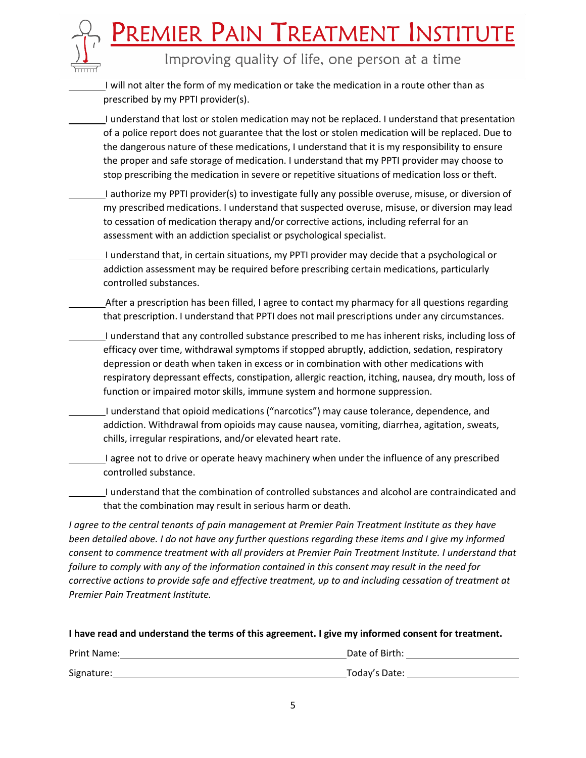_______I will not alter the form of my medication or take the medication in a route other than as prescribed by my PPTI provider(s).

_______I understand that lost or stolen medication may not be replaced. I understand that presentation of a police report does not guarantee that the lost or stolen medication will be replaced. Due to the dangerous nature of these medications, I understand that it is my responsibility to ensure the proper and safe storage of medication. I understand that my PPTI provider may choose to stop prescribing the medication in severe or repetitive situations of medication loss or theft.

_______I authorize my PPTI provider(s) to investigate fully any possible overuse, misuse, or diversion of my prescribed medications. I understand that suspected overuse, misuse, or diversion may lead to cessation of medication therapy and/or corrective actions, including referral for an assessment with an addiction specialist or psychological specialist.

_______I understand that, in certain situations, my PPTI provider may decide that a psychological or addiction assessment may be required before prescribing certain medications, particularly controlled substances.

_______After a prescription has been filled, I agree to contact my pharmacy for all questions regarding that prescription. I understand that PPTI does not mail prescriptions under any circumstances.

_______I understand that any controlled substance prescribed to me has inherent risks, including loss of efficacy over time, withdrawal symptoms if stopped abruptly, addiction, sedation, respiratory depression or death when taken in excess or in combination with other medications with respiratory depressant effects, constipation, allergic reaction, itching, nausea, dry mouth, loss of function or impaired motor skills, immune system and hormone suppression.

_______I understand that opioid medications ("narcotics") may cause tolerance, dependence, and addiction. Withdrawal from opioids may cause nausea, vomiting, diarrhea, agitation, sweats, chills, irregular respirations, and/or elevated heart rate.

_______I agree not to drive or operate heavy machinery when under the influence of any prescribed controlled substance.

_______I understand that the combination of controlled substances and alcohol are contraindicated and that the combination may result in serious harm or death.

*I agree to the central tenants of pain management at Premier Pain Treatment Institute as they have been detailed above. I do not have any further questions regarding these items and I give my informed consent to commence treatment with all providers at Premier Pain Treatment Institute. I understand that failure to comply with any of the information contained in this consent may result in the need for corrective actions to provide safe and effective treatment, up to and including cessation of treatment at Premier Pain Treatment Institute.*

**I have read and understand the terms of this agreement. I give my informed consent for treatment.**

Print Name:_______________________________________ Date of Birth: ____________________

Signature:_________________________________________ Today's Date: ____________________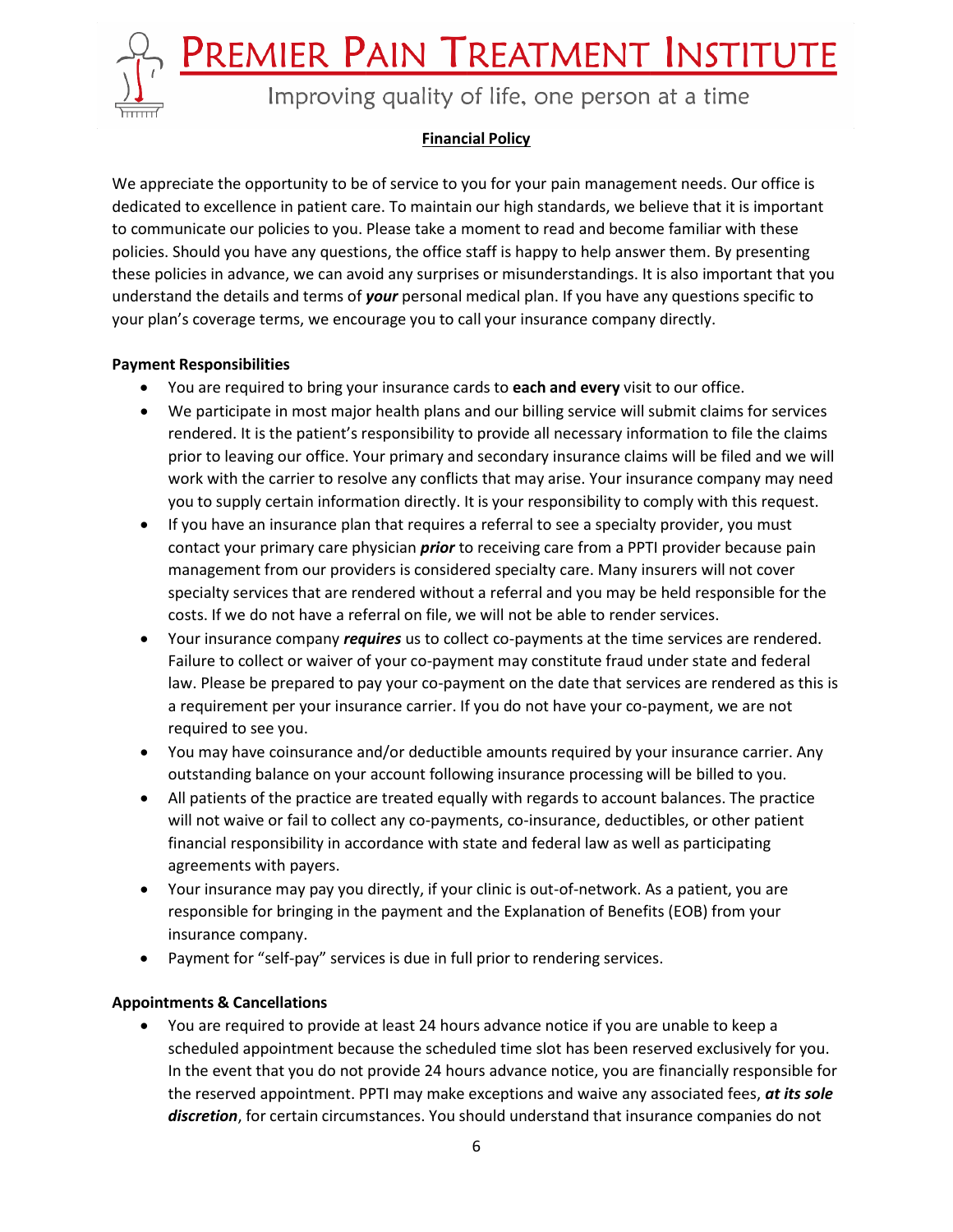# PREMIER PAIN TREATMENT INSTITUTE

Improving quality of life, one person at a time

## Financial Policy

We appreciate the opportunity to be of service to you for your pain management needs. Our office is dedicated to excellence in patient care. To maintain our high standards, we believe that it is important to communicate our policies to you. Please take a moment to read and become familiar with these policies. Should you have any questions, the office staff is happy to help answer them. By presenting these policies in advance, we can avoid any surprises or misunderstandings. It is also important that you understand the details and terms of ***your*** personal medical plan. If you have any questions specific to your plan's coverage terms, we encourage you to call your insurance company directly.

### Payment Responsibilities

- You are required to bring your insurance cards to **each and every** visit to our office.
- We participate in most major health plans and our billing service will submit claims for services rendered. It is the patient's responsibility to provide all necessary information to file the claims prior to leaving our office. Your primary and secondary insurance claims will be filed and we will work with the carrier to resolve any conflicts that may arise. Your insurance company may need you to supply certain information directly. It is your responsibility to comply with this request.
- If you have an insurance plan that requires a referral to see a specialty provider, you must contact your primary care physician ***prior*** to receiving care from a PPTI provider because pain management from our providers is considered specialty care. Many insurers will not cover specialty services that are rendered without a referral and you may be held responsible for the costs. If we do not have a referral on file, we will not be able to render services.
- Your insurance company ***requires*** us to collect co-payments at the time services are rendered. Failure to collect or waiver of your co-payment may constitute fraud under state and federal law. Please be prepared to pay your co-payment on the date that services are rendered as this is a requirement per your insurance carrier. If you do not have your co-payment, we are not required to see you.
- You may have coinsurance and/or deductible amounts required by your insurance carrier. Any outstanding balance on your account following insurance processing will be billed to you.
- All patients of the practice are treated equally with regards to account balances. The practice will not waive or fail to collect any co-payments, co-insurance, deductibles, or other patient financial responsibility in accordance with state and federal law as well as participating agreements with payers.
- Your insurance may pay you directly, if your clinic is out-of-network. As a patient, you are responsible for bringing in the payment and the Explanation of Benefits (EOB) from your insurance company.
- Payment for "self-pay" services is due in full prior to rendering services.

### Appointments & Cancellations

- You are required to provide at least 24 hours advance notice if you are unable to keep a scheduled appointment because the scheduled time slot has been reserved exclusively for you. In the event that you do not provide 24 hours advance notice, you are financially responsible for the reserved appointment. PPTI may make exceptions and waive any associated fees, ***at its sole discretion***, for certain circumstances. You should understand that insurance companies do not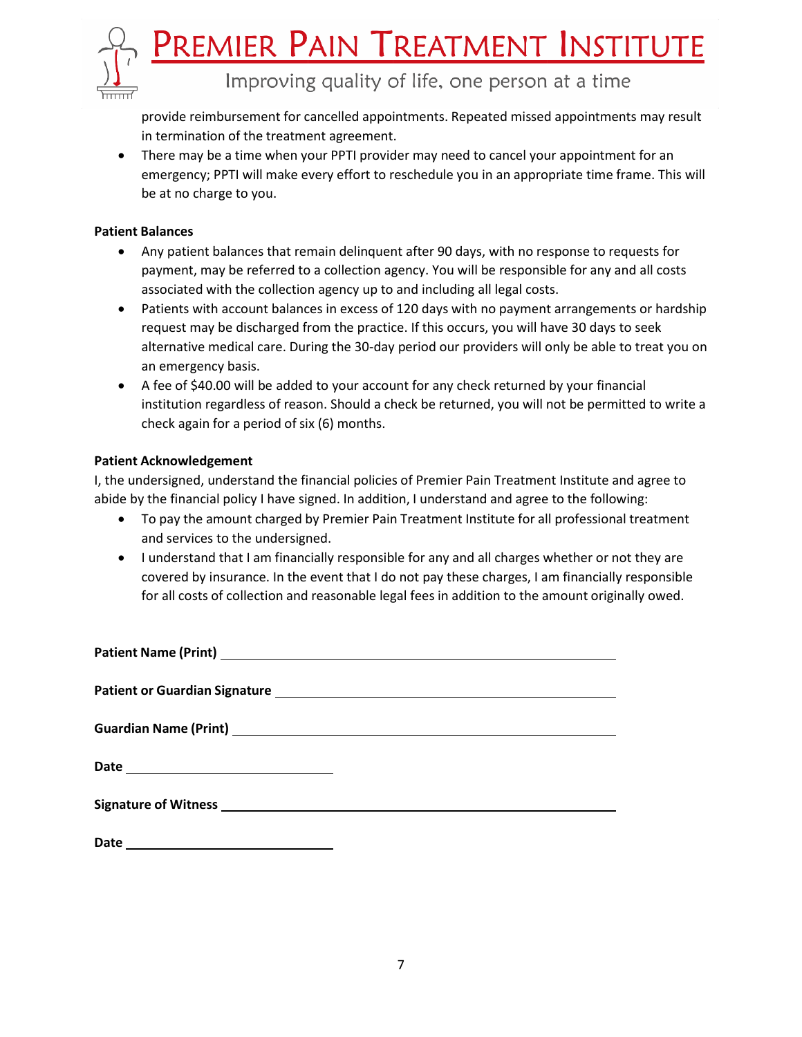provide reimbursement for cancelled appointments. Repeated missed appointments may result in termination of the treatment agreement.

- There may be a time when your PPTI provider may need to cancel your appointment for an emergency; PPTI will make every effort to reschedule you in an appropriate time frame. This will be at no charge to you.

**Patient Balances**

- Any patient balances that remain delinquent after 90 days, with no response to requests for payment, may be referred to a collection agency. You will be responsible for any and all costs associated with the collection agency up to and including all legal costs.
- Patients with account balances in excess of 120 days with no payment arrangements or hardship request may be discharged from the practice. If this occurs, you will have 30 days to seek alternative medical care. During the 30-day period our providers will only be able to treat you on an emergency basis.
- A fee of $40.00 will be added to your account for any check returned by your financial institution regardless of reason. Should a check be returned, you will not be permitted to write a check again for a period of six (6) months.

**Patient Acknowledgement**

I, the undersigned, understand the financial policies of Premier Pain Treatment Institute and agree to abide by the financial policy I have signed. In addition, I understand and agree to the following:

- To pay the amount charged by Premier Pain Treatment Institute for all professional treatment and services to the undersigned.
- I understand that I am financially responsible for any and all charges whether or not they are covered by insurance. In the event that I do not pay these charges, I am financially responsible for all costs of collection and reasonable legal fees in addition to the amount originally owed.

**Patient Name (Print)** ______________________________________________

**Patient or Guardian Signature** ______________________________________

**Guardian Name (Print)** ____________________________________________

**Date** __________________________

**Signature of Witness** ______________________________________________

**Date** __________________________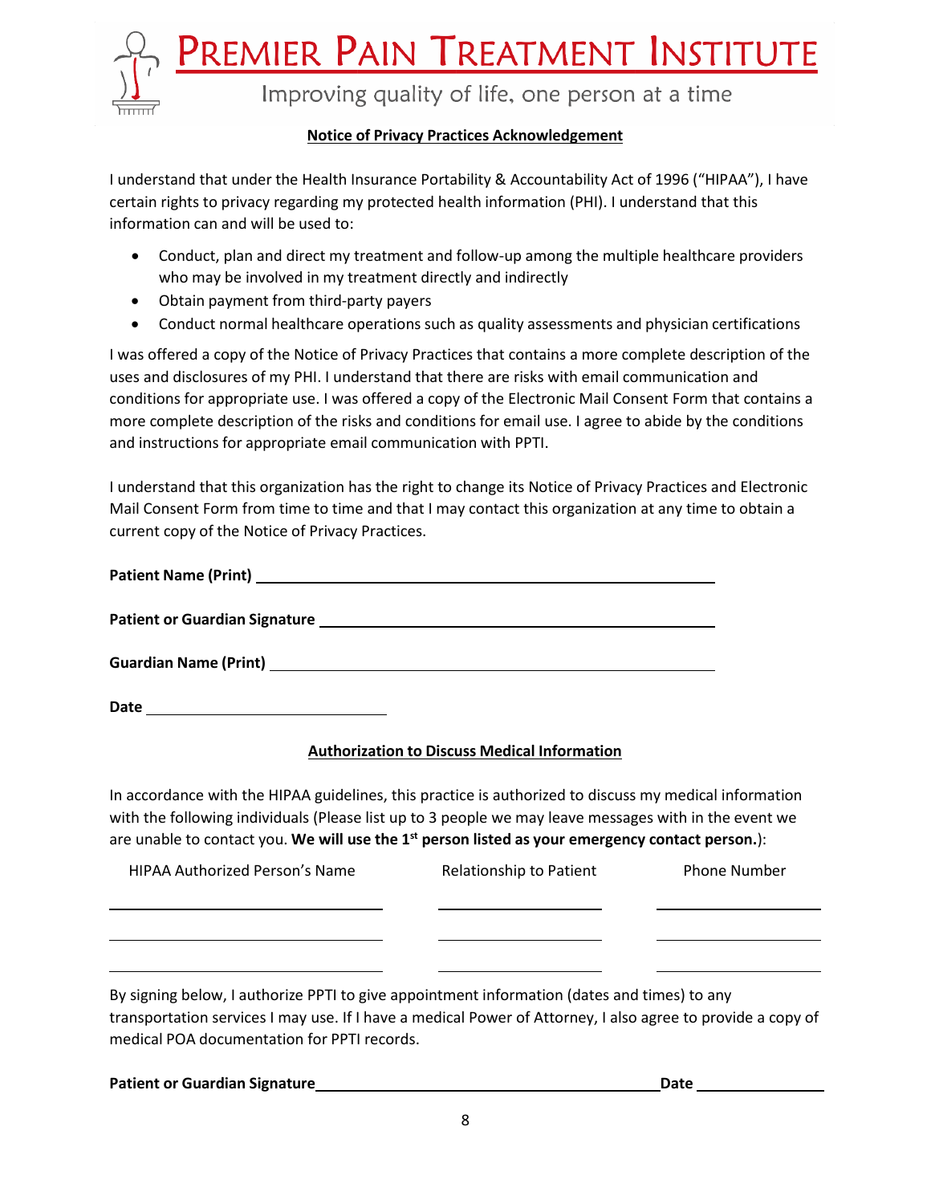# PREMIER PAIN TREATMENT INSTITUTE

Improving quality of life, one person at a time

## Notice of Privacy Practices Acknowledgement

I understand that under the Health Insurance Portability & Accountability Act of 1996 ("HIPAA"), I have certain rights to privacy regarding my protected health information (PHI). I understand that this information can and will be used to:

- Conduct, plan and direct my treatment and follow-up among the multiple healthcare providers who may be involved in my treatment directly and indirectly
- Obtain payment from third-party payers
- Conduct normal healthcare operations such as quality assessments and physician certifications

I was offered a copy of the Notice of Privacy Practices that contains a more complete description of the uses and disclosures of my PHI. I understand that there are risks with email communication and conditions for appropriate use. I was offered a copy of the Electronic Mail Consent Form that contains a more complete description of the risks and conditions for email use. I agree to abide by the conditions and instructions for appropriate email communication with PPTI.

I understand that this organization has the right to change its Notice of Privacy Practices and Electronic Mail Consent Form from time to time and that I may contact this organization at any time to obtain a current copy of the Notice of Privacy Practices.

**Patient Name (Print)** ______________________________

**Patient or Guardian Signature** ______________________________

**Guardian Name (Print)** ______________________________

**Date** ______________________________

## Authorization to Discuss Medical Information

In accordance with the HIPAA guidelines, this practice is authorized to discuss my medical information with the following individuals (Please list up to 3 people we may leave messages with in the event we are unable to contact you. **We will use the 1st person listed as your emergency contact person.**):

| HIPAA Authorized Person's Name | Relationship to Patient | Phone Number |
|---|---|---|
| | | |
| | | |
| | | |

By signing below, I authorize PPTI to give appointment information (dates and times) to any transportation services I may use. If I have a medical Power of Attorney, I also agree to provide a copy of medical POA documentation for PPTI records.

**Patient or Guardian Signature** ______________________________ **Date** ______________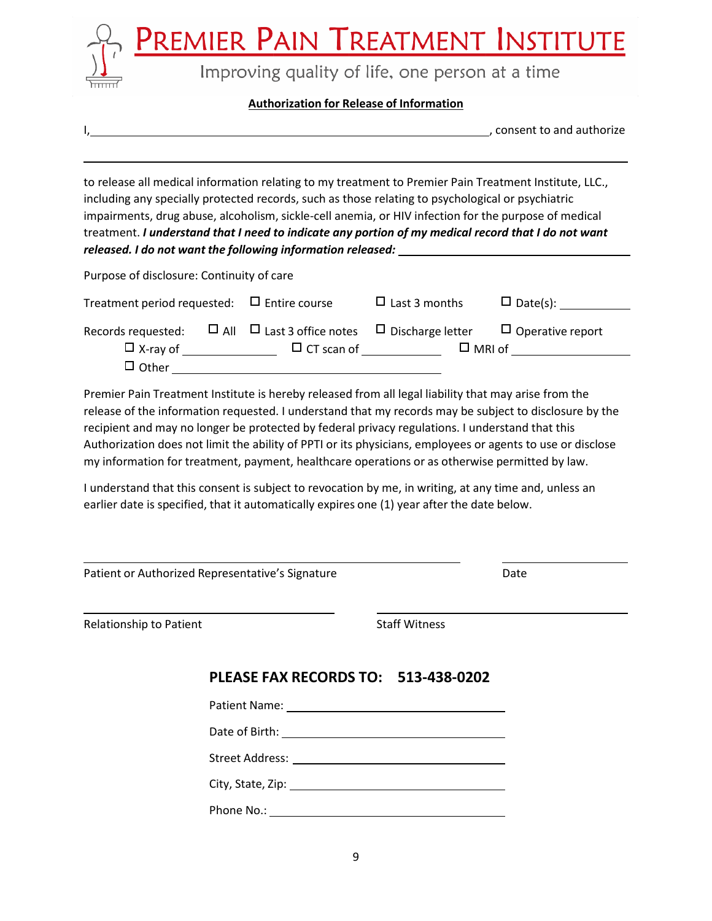# Premier Pain Treatment Institute

Improving quality of life, one person at a time

**Authorization for Release of Information**

I,\_\_\_\_\_\_\_\_\_\_\_\_\_\_\_\_\_\_\_\_\_\_\_\_\_\_\_\_\_\_\_\_\_\_\_\_\_\_\_\_\_\_\_\_\_\_\_\_\_\_, consent to and authorize

\_\_\_\_\_\_\_\_\_\_\_\_\_\_\_\_\_\_\_\_\_\_\_\_\_\_\_\_\_\_\_\_\_\_\_\_\_\_\_\_\_\_\_\_\_\_\_\_\_\_\_\_\_\_\_\_\_\_\_\_\_\_\_\_\_\_\_\_

to release all medical information relating to my treatment to Premier Pain Treatment Institute, LLC., including any specially protected records, such as those relating to psychological or psychiatric impairments, drug abuse, alcoholism, sickle-cell anemia, or HIV infection for the purpose of medical treatment. ***I understand that I need to indicate any portion of my medical record that I do not want released. I do not want the following information released:*** \_\_\_\_\_\_\_\_\_\_\_\_\_\_\_\_\_\_\_\_\_\_\_\_\_\_\_\_

Purpose of disclosure: Continuity of care

Treatment period requested: ☐ Entire course ☐ Last 3 months ☐ Date(s): \_\_\_\_\_\_\_\_\_\_

Records requested: ☐ All ☐ Last 3 office notes ☐ Discharge letter ☐ Operative report
☐ X-ray of \_\_\_\_\_\_\_\_\_\_\_\_ ☐ CT scan of \_\_\_\_\_\_\_\_\_\_\_\_ ☐ MRI of \_\_\_\_\_\_\_\_\_\_\_\_\_\_\_
☐ Other \_\_\_\_\_\_\_\_\_\_\_\_\_\_\_\_\_\_\_\_\_\_\_\_\_\_\_\_\_\_\_\_\_\_\_\_

Premier Pain Treatment Institute is hereby released from all legal liability that may arise from the release of the information requested. I understand that my records may be subject to disclosure by the recipient and may no longer be protected by federal privacy regulations. I understand that this Authorization does not limit the ability of PPTI or its physicians, employees or agents to use or disclose my information for treatment, payment, healthcare operations or as otherwise permitted by law.

I understand that this consent is subject to revocation by me, in writing, at any time and, unless an earlier date is specified, that it automatically expires one (1) year after the date below.

\_\_\_\_\_\_\_\_\_\_\_\_\_\_\_\_\_\_\_\_\_\_\_\_\_\_\_\_\_\_\_\_\_\_\_\_\_\_\_\_\_\_\_\_ \_\_\_\_\_\_\_\_\_\_\_\_\_\_\_\_
Patient or Authorized Representative's Signature Date

\_\_\_\_\_\_\_\_\_\_\_\_\_\_\_\_\_\_\_\_\_\_\_\_\_\_\_\_\_\_ \_\_\_\_\_\_\_\_\_\_\_\_\_\_\_\_\_\_\_\_\_\_\_\_\_\_\_\_\_\_
Relationship to Patient Staff Witness

**PLEASE FAX RECORDS TO: 513-438-0202**

Patient Name: \_\_\_\_\_\_\_\_\_\_\_\_\_\_\_\_\_\_\_\_\_\_\_\_\_\_\_\_

Date of Birth: \_\_\_\_\_\_\_\_\_\_\_\_\_\_\_\_\_\_\_\_\_\_\_\_\_\_\_\_

Street Address: \_\_\_\_\_\_\_\_\_\_\_\_\_\_\_\_\_\_\_\_\_\_\_\_\_\_\_\_

City, State, Zip: \_\_\_\_\_\_\_\_\_\_\_\_\_\_\_\_\_\_\_\_\_\_\_\_\_\_\_\_

Phone No.: \_\_\_\_\_\_\_\_\_\_\_\_\_\_\_\_\_\_\_\_\_\_\_\_\_\_\_\_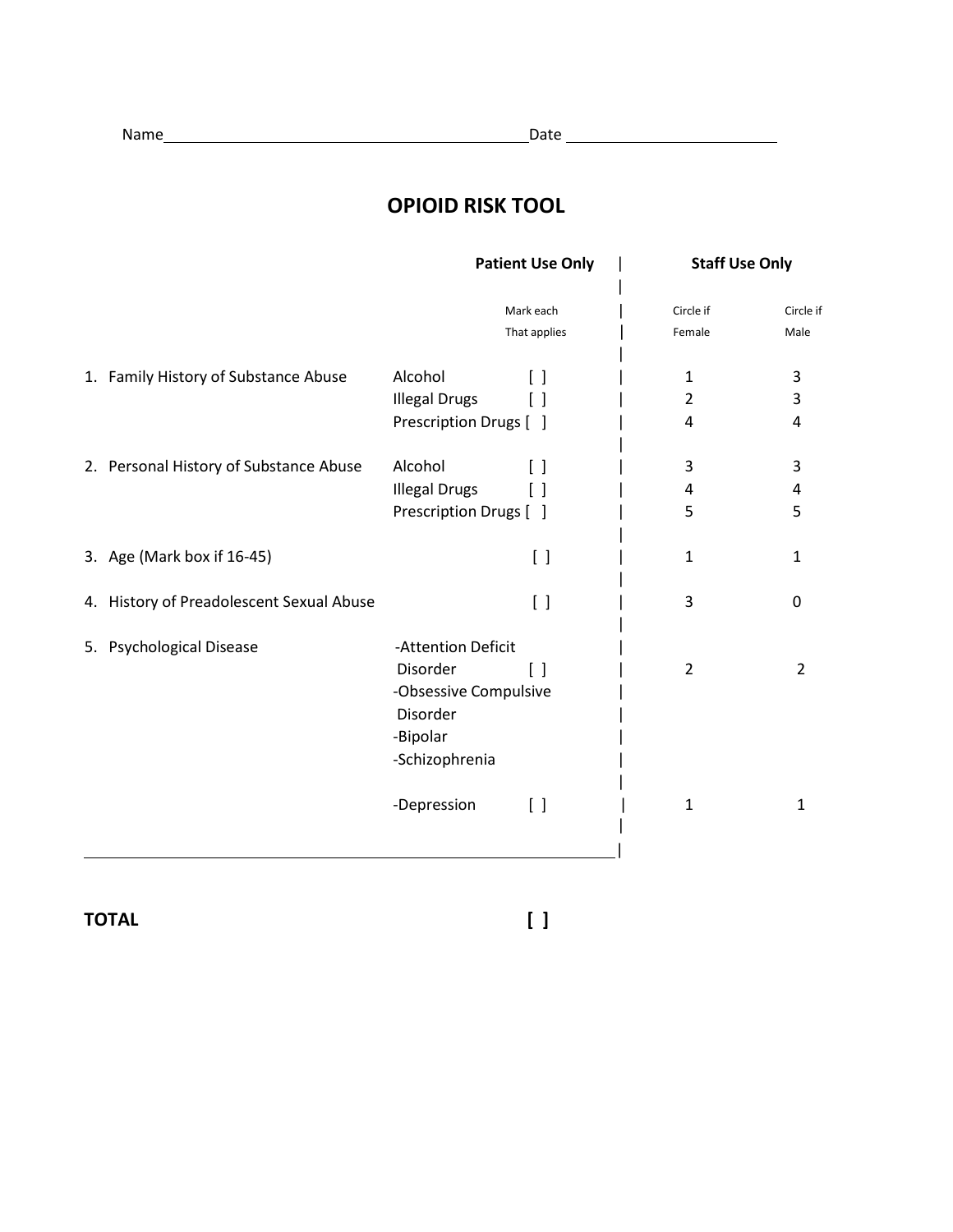Name ________________________________ Date ____________________

# OPIOID RISK TOOL

| | | Patient Use Only (Mark each That applies) | Staff Use Only (Circle if Female) | Staff Use Only (Circle if Male) |
|---|---|---|---|---|
| 1. Family History of Substance Abuse | Alcohol | [ ] | 1 | 3 |
| | Illegal Drugs | [ ] | 2 | 3 |
| | Prescription Drugs | [ ] | 4 | 4 |
| 2. Personal History of Substance Abuse | Alcohol | [ ] | 3 | 3 |
| | Illegal Drugs | [ ] | 4 | 4 |
| | Prescription Drugs | [ ] | 5 | 5 |
| 3. Age (Mark box if 16-45) | | [ ] | 1 | 1 |
| 4. History of Preadolescent Sexual Abuse | | [ ] | 3 | 0 |
| 5. Psychological Disease | -Attention Deficit Disorder -Obsessive Compulsive Disorder -Bipolar -Schizophrenia | [ ] | 2 | 2 |
| | -Depression | [ ] | 1 | 1 |

**TOTAL** [ ]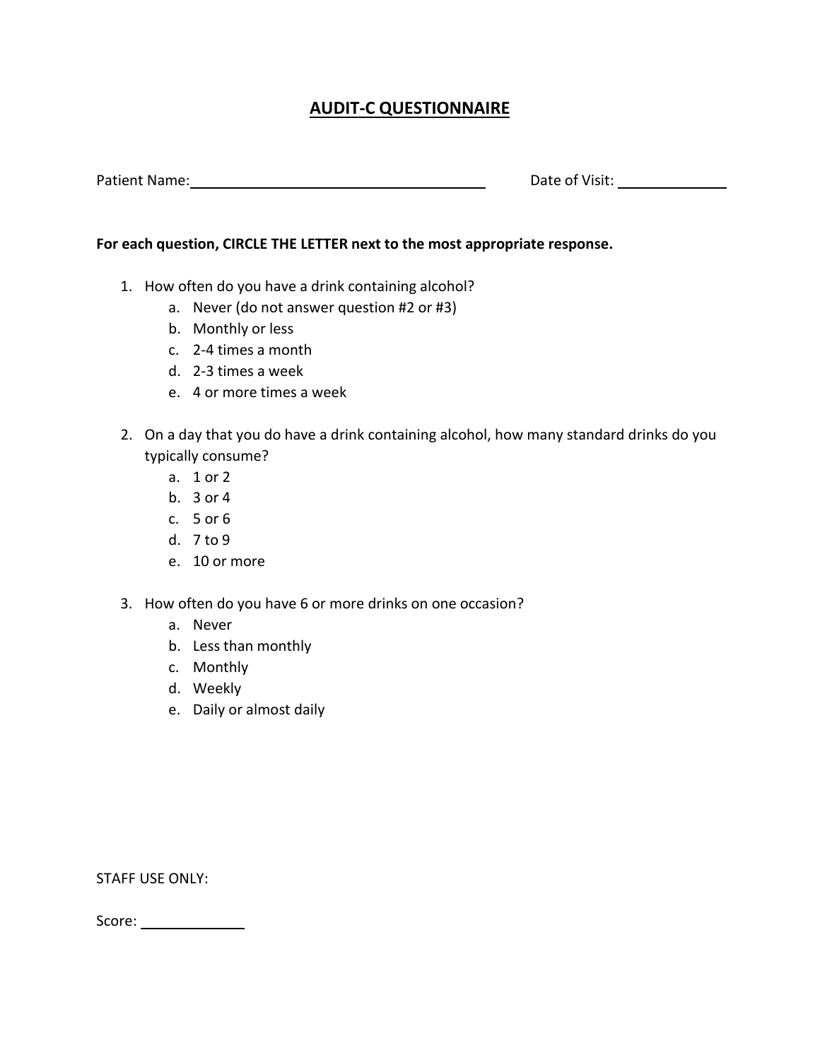# AUDIT-C QUESTIONNAIRE

Patient Name: ______________________________ Date of Visit: ____________

**For each question, CIRCLE THE LETTER next to the most appropriate response.**

1. How often do you have a drink containing alcohol?
   a. Never (do not answer question #2 or #3)
   b. Monthly or less
   c. 2-4 times a month
   d. 2-3 times a week
   e. 4 or more times a week

2. On a day that you do have a drink containing alcohol, how many standard drinks do you typically consume?
   a. 1 or 2
   b. 3 or 4
   c. 5 or 6
   d. 7 to 9
   e. 10 or more

3. How often do you have 6 or more drinks on one occasion?
   a. Never
   b. Less than monthly
   c. Monthly
   d. Weekly
   e. Daily or almost daily

STAFF USE ONLY:

Score: ____________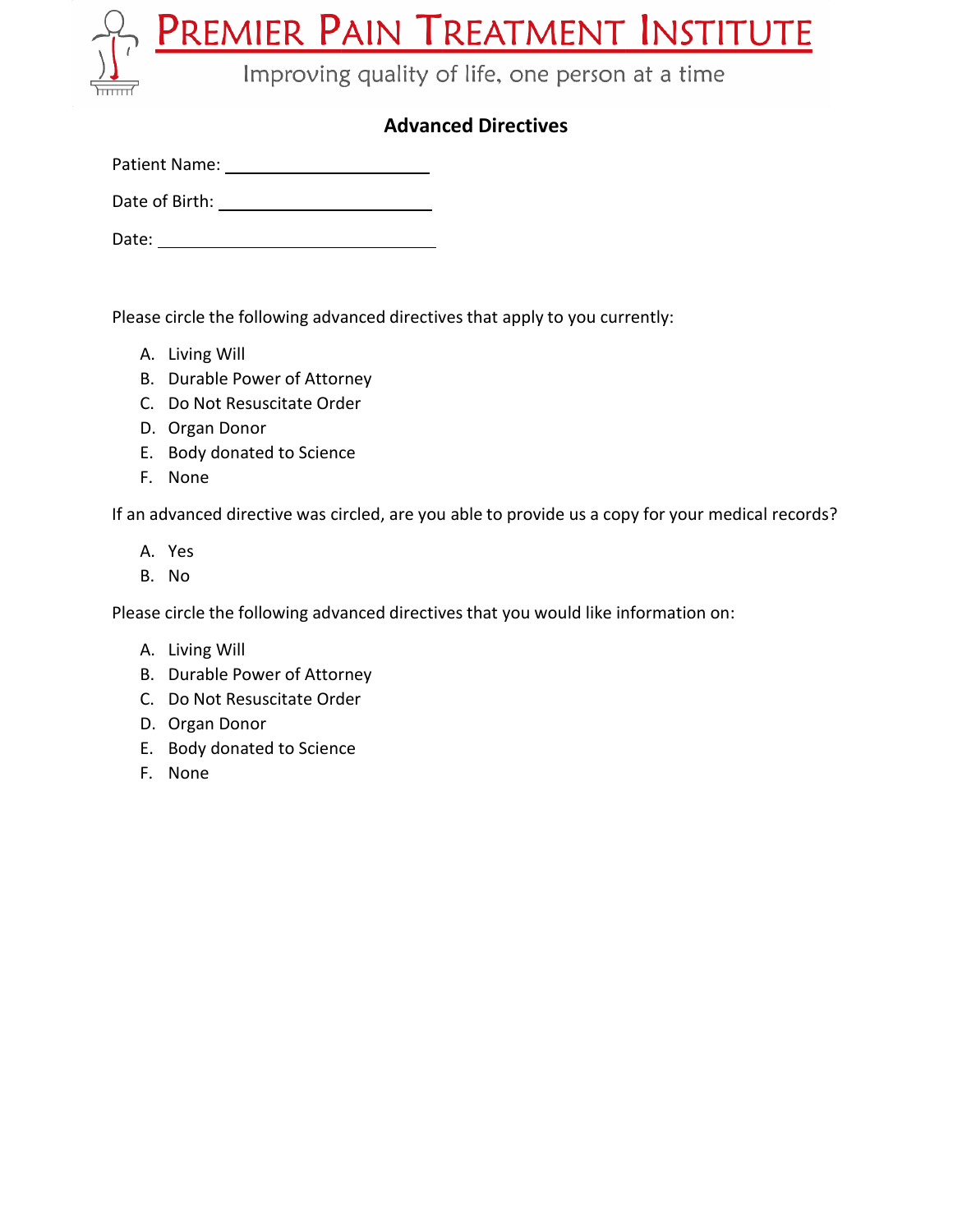# Premier Pain Treatment Institute

Improving quality of life, one person at a time

## Advanced Directives

Patient Name: ______________________

Date of Birth: ______________________

Date: ______________________________

Please circle the following advanced directives that apply to you currently:

A. Living Will
B. Durable Power of Attorney
C. Do Not Resuscitate Order
D. Organ Donor
E. Body donated to Science
F. None

If an advanced directive was circled, are you able to provide us a copy for your medical records?

A. Yes
B. No

Please circle the following advanced directives that you would like information on:

A. Living Will
B. Durable Power of Attorney
C. Do Not Resuscitate Order
D. Organ Donor
E. Body donated to Science
F. None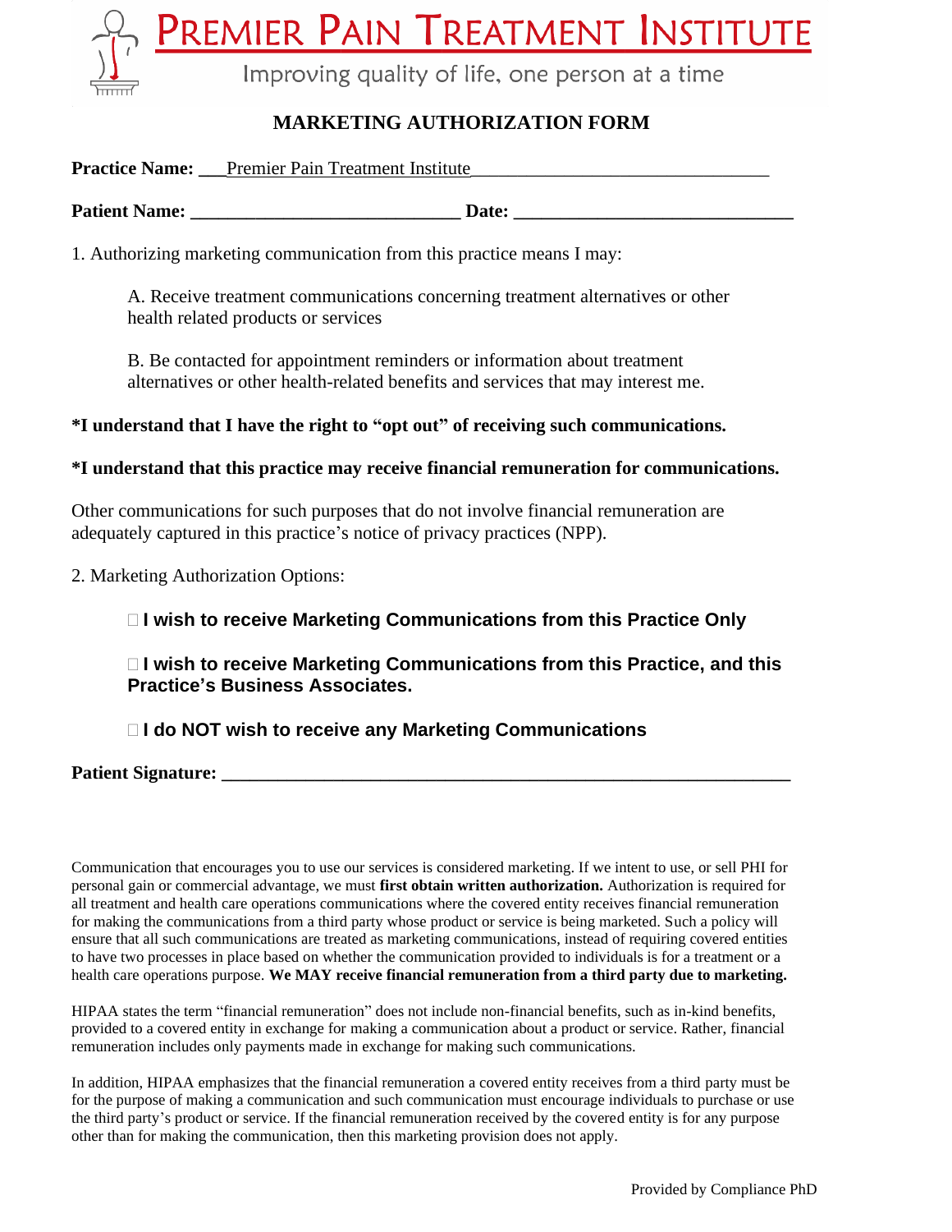# PREMIER PAIN TREATMENT INSTITUTE

Improving quality of life, one person at a time

## MARKETING AUTHORIZATION FORM

**Practice Name:** ___Premier Pain Treatment Institute________________________________

**Patient Name:** ____________________________ **Date:** _____________________________

1. Authorizing marketing communication from this practice means I may:

   A. Receive treatment communications concerning treatment alternatives or other health related products or services

   B. Be contacted for appointment reminders or information about treatment alternatives or other health-related benefits and services that may interest me.

**\*I understand that I have the right to "opt out" of receiving such communications.**

**\*I understand that this practice may receive financial remuneration for communications.**

Other communications for such purposes that do not involve financial remuneration are adequately captured in this practice's notice of privacy practices (NPP).

2. Marketing Authorization Options:

   ☐ **I wish to receive Marketing Communications from this Practice Only**

   ☐ **I wish to receive Marketing Communications from this Practice, and this Practice's Business Associates.**

   ☐ **I do NOT wish to receive any Marketing Communications**

**Patient Signature:** ___________________________________________________________

Communication that encourages you to use our services is considered marketing. If we intent to use, or sell PHI for personal gain or commercial advantage, we must **first obtain written authorization.** Authorization is required for all treatment and health care operations communications where the covered entity receives financial remuneration for making the communications from a third party whose product or service is being marketed. Such a policy will ensure that all such communications are treated as marketing communications, instead of requiring covered entities to have two processes in place based on whether the communication provided to individuals is for a treatment or a health care operations purpose. **We MAY receive financial remuneration from a third party due to marketing.**

HIPAA states the term "financial remuneration" does not include non-financial benefits, such as in-kind benefits, provided to a covered entity in exchange for making a communication about a product or service. Rather, financial remuneration includes only payments made in exchange for making such communications.

In addition, HIPAA emphasizes that the financial remuneration a covered entity receives from a third party must be for the purpose of making a communication and such communication must encourage individuals to purchase or use the third party's product or service. If the financial remuneration received by the covered entity is for any purpose other than for making the communication, then this marketing provision does not apply.

Provided by Compliance PhD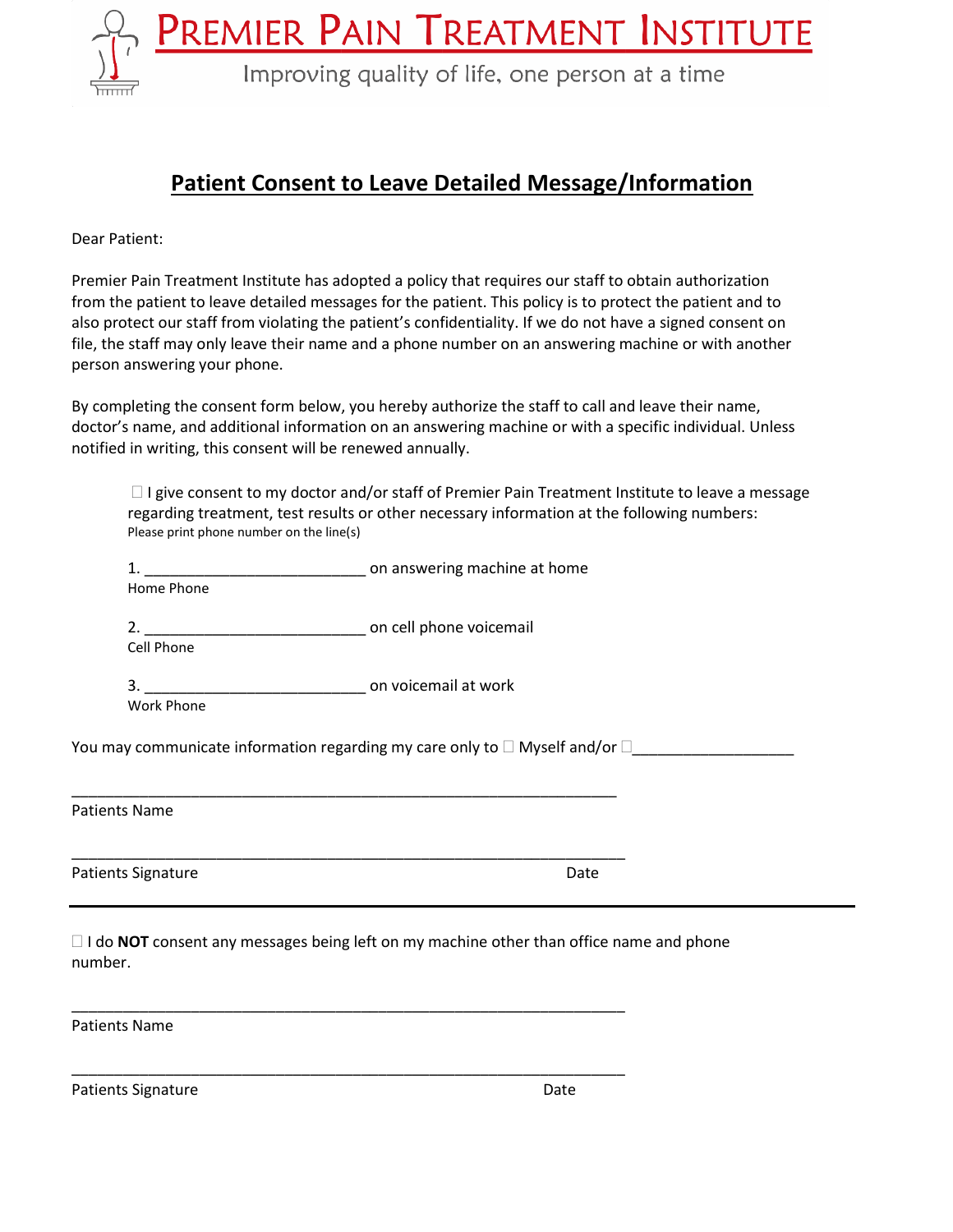# PREMIER PAIN TREATMENT INSTITUTE

Improving quality of life, one person at a time

## Patient Consent to Leave Detailed Message/Information

Dear Patient:

Premier Pain Treatment Institute has adopted a policy that requires our staff to obtain authorization from the patient to leave detailed messages for the patient. This policy is to protect the patient and to also protect our staff from violating the patient's confidentiality. If we do not have a signed consent on file, the staff may only leave their name and a phone number on an answering machine or with another person answering your phone.

By completing the consent form below, you hereby authorize the staff to call and leave their name, doctor's name, and additional information on an answering machine or with a specific individual. Unless notified in writing, this consent will be renewed annually.

☐ I give consent to my doctor and/or staff of Premier Pain Treatment Institute to leave a message regarding treatment, test results or other necessary information at the following numbers:
Please print phone number on the line(s)

1. __________________________ on answering machine at home
Home Phone

2. __________________________ on cell phone voicemail
Cell Phone

3. __________________________ on voicemail at work
Work Phone

You may communicate information regarding my care only to ☐ Myself and/or ☐___________________

_________________________________________________________________
Patients Name

_________________________________________________________________
Patients Signature Date

---

☐ I do **NOT** consent any messages being left on my machine other than office name and phone number.

_________________________________________________________________
Patients Name

_________________________________________________________________
Patients Signature Date